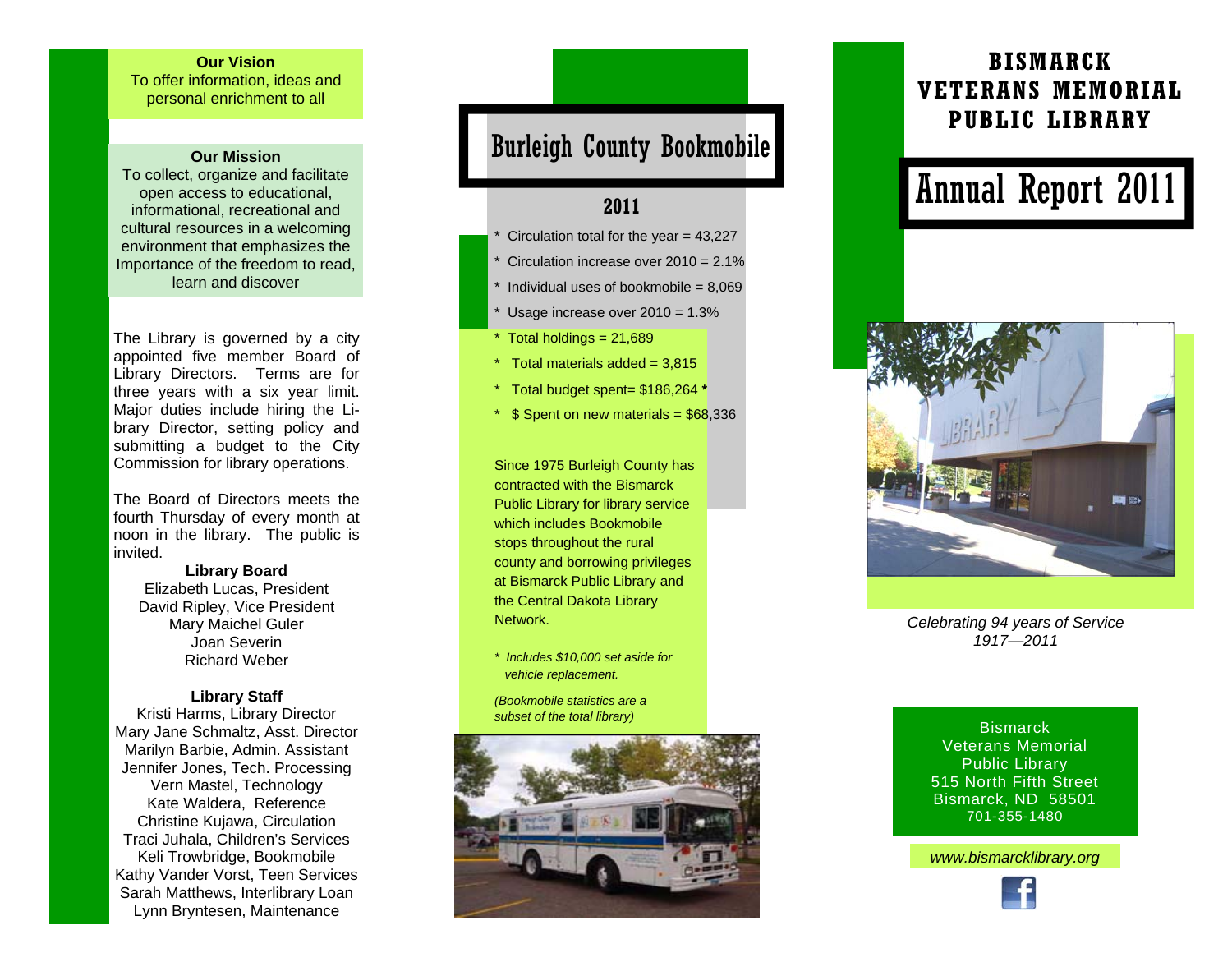**Our Vision**
To offer information, ideas and personal enrichment to all

**Our Mission**
To collect, organize and facilitate open access to educational, informational, recreational and cultural resources in a welcoming environment that emphasizes the Importance of the freedom to read, learn and discover

The Library is governed by a city appointed five member Board of Library Directors. Terms are for three years with a six year limit. Major duties include hiring the Library Director, setting policy and submitting a budget to the City Commission for library operations.

The Board of Directors meets the fourth Thursday of every month at noon in the library. The public is invited.

**Library Board**
Elizabeth Lucas, President
David Ripley, Vice President
Mary Maichel Guler
Joan Severin
Richard Weber

**Library Staff**
Kristi Harms, Library Director
Mary Jane Schmaltz, Asst. Director
Marilyn Barbie, Admin. Assistant
Jennifer Jones, Tech. Processing
Vern Mastel, Technology
Kate Waldera, Reference
Christine Kujawa, Circulation
Traci Juhala, Children's Services
Keli Trowbridge, Bookmobile
Kathy Vander Vorst, Teen Services
Sarah Matthews, Interlibrary Loan
Lynn Bryntesen, Maintenance

# Burleigh County Bookmobile

## 2011

* Circulation total for the year = 43,227
* Circulation increase over 2010 = 2.1%
* Individual uses of bookmobile = 8,069
* Usage increase over 2010 = 1.3%
* Total holdings = 21,689
* Total materials added = 3,815
* Total budget spent= $186,264 *
* $ Spent on new materials = $68,336

Since 1975 Burleigh County has contracted with the Bismarck Public Library for library service which includes Bookmobile stops throughout the rural county and borrowing privileges at Bismarck Public Library and the Central Dakota Library Network.

*\* Includes $10,000 set aside for vehicle replacement.*

*(Bookmobile statistics are a subset of the total library)*

# BISMARCK VETERANS MEMORIAL PUBLIC LIBRARY

# Annual Report 2011

*Celebrating 94 years of Service 1917—2011*

Bismarck
Veterans Memorial
Public Library
515 North Fifth Street
Bismarck, ND 58501
701-355-1480

*www.bismarcklibrary.org*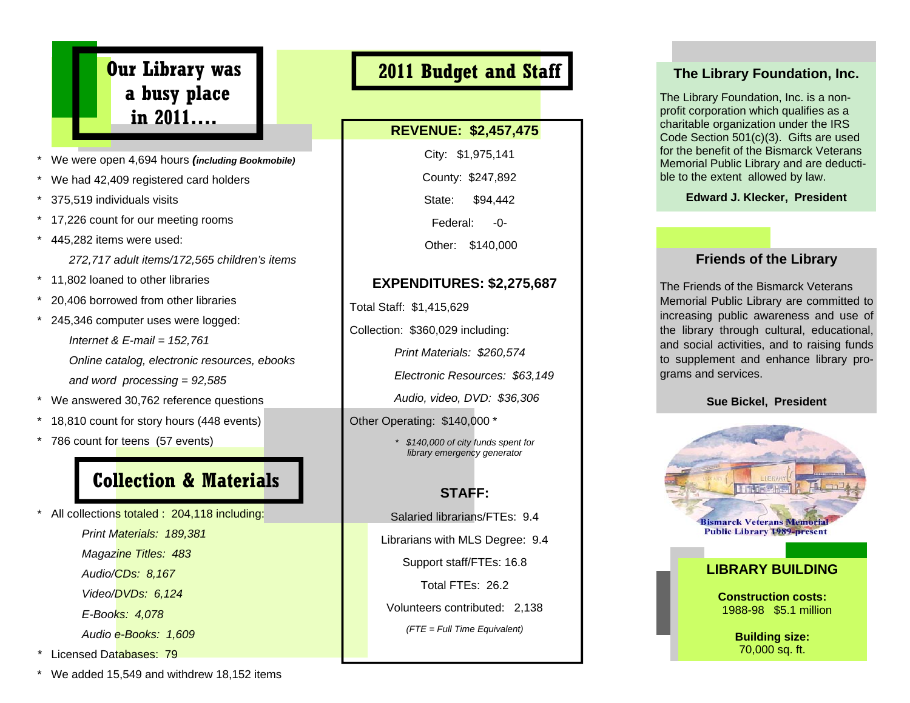## Our Library was a busy place in 2011....

- We were open 4,694 hours ***(including Bookmobile)***
- We had 42,409 registered card holders
- 375,519 individuals visits
- 17,226 count for our meeting rooms
- 445,282 items were used:

  *272,717 adult items/172,565 children's items*
- 11,802 loaned to other libraries
- 20,406 borrowed from other libraries
- 245,346 computer uses were logged:

  *Internet & E-mail = 152,761*

  *Online catalog, electronic resources, ebooks and word processing = 92,585*
- We answered 30,762 reference questions
- 18,810 count for story hours (448 events)
- 786 count for teens (57 events)

## Collection & Materials

- All collections totaled : 204,118 including:

  *Print Materials: 189,381*

  *Magazine Titles: 483*

  *Audio/CDs: 8,167*

  *Video/DVDs: 6,124*

  *E-Books: 4,078*

  *Audio e-Books: 1,609*
- Licensed Databases: 79
- We added 15,549 and withdrew 18,152 items

## 2011 Budget and Staff

**REVENUE: $2,457,475**

City: $1,975,141

County: $247,892

State: $94,442

Federal: -0-

Other: $140,000

**EXPENDITURES: $2,275,687**

Total Staff: $1,415,629

Collection: $360,029 including:

*Print Materials: $260,574*

*Electronic Resources: $63,149*

*Audio, video, DVD: $36,306*

Other Operating: $140,000 *

*\* $140,000 of city funds spent for library emergency generator*

**STAFF:**

Salaried librarians/FTEs: 9.4

Librarians with MLS Degree: 9.4

Support staff/FTEs: 16.8

Total FTEs: 26.2

Volunteers contributed: 2,138

*(FTE = Full Time Equivalent)*

### The Library Foundation, Inc.

The Library Foundation, Inc. is a non-profit corporation which qualifies as a charitable organization under the IRS Code Section 501(c)(3). Gifts are used for the benefit of the Bismarck Veterans Memorial Public Library and are deductible to the extent allowed by law.

**Edward J. Klecker, President**

### Friends of the Library

The Friends of the Bismarck Veterans Memorial Public Library are committed to increasing public awareness and use of the library through cultural, educational, and social activities, and to raising funds to supplement and enhance library programs and services.

**Sue Bickel, President**

Bismarck Veterans Memorial Public Library 1989-present

### LIBRARY BUILDING

**Construction costs:**
1988-98 $5.1 million

**Building size:**
70,000 sq. ft.